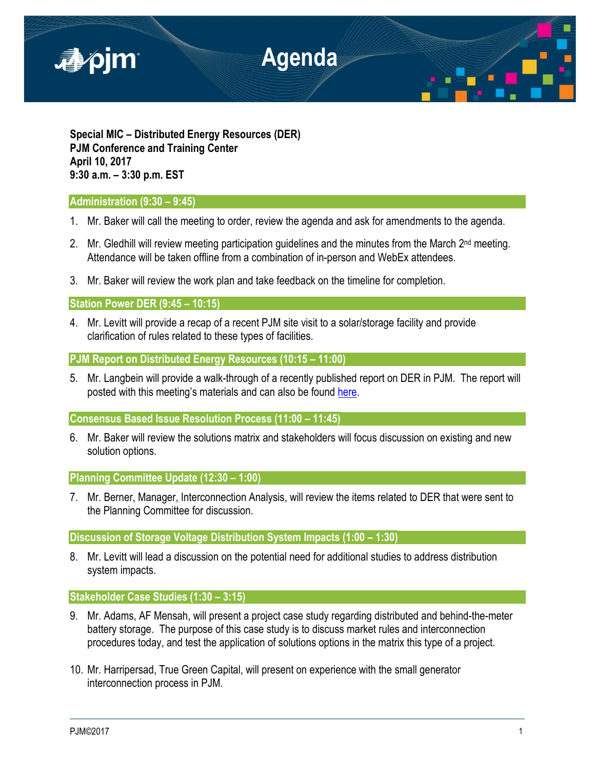# Agenda

**Special MIC – Distributed Energy Resources (DER)**
**PJM Conference and Training Center**
**April 10, 2017**
**9:30 a.m. – 3:30 p.m. EST**

## Administration (9:30 – 9:45)

1. Mr. Baker will call the meeting to order, review the agenda and ask for amendments to the agenda.

2. Mr. Gledhill will review meeting participation guidelines and the minutes from the March 2nd meeting. Attendance will be taken offline from a combination of in-person and WebEx attendees.

3. Mr. Baker will review the work plan and take feedback on the timeline for completion.

## Station Power DER (9:45 – 10:15)

4. Mr. Levitt will provide a recap of a recent PJM site visit to a solar/storage facility and provide clarification of rules related to these types of facilities.

## PJM Report on Distributed Energy Resources (10:15 – 11:00)

5. Mr. Langbein will provide a walk-through of a recently published report on DER in PJM. The report will posted with this meeting's materials and can also be found here.

## Consensus Based Issue Resolution Process (11:00 – 11:45)

6. Mr. Baker will review the solutions matrix and stakeholders will focus discussion on existing and new solution options.

## Planning Committee Update (12:30 – 1:00)

7. Mr. Berner, Manager, Interconnection Analysis, will review the items related to DER that were sent to the Planning Committee for discussion.

## Discussion of Storage Voltage Distribution System Impacts (1:00 – 1:30)

8. Mr. Levitt will lead a discussion on the potential need for additional studies to address distribution system impacts.

## Stakeholder Case Studies (1:30 – 3:15)

9. Mr. Adams, AF Mensah, will present a project case study regarding distributed and behind-the-meter battery storage. The purpose of this case study is to discuss market rules and interconnection procedures today, and test the application of solutions options in the matrix this type of a project.

10. Mr. Harripersad, True Green Capital, will present on experience with the small generator interconnection process in PJM.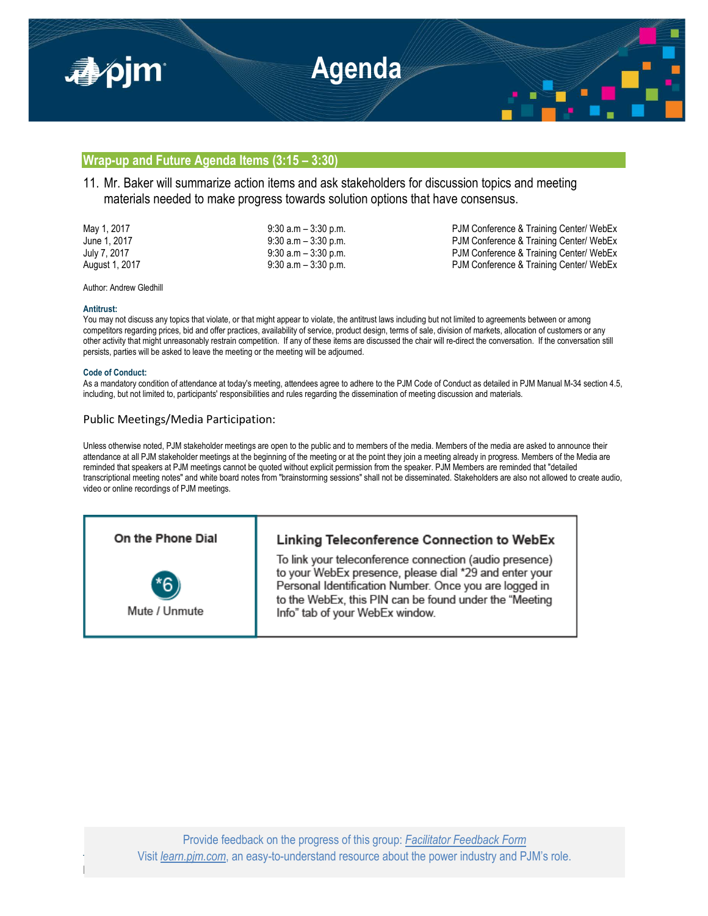## Wrap-up and Future Agenda Items (3:15 – 3:30)

11. Mr. Baker will summarize action items and ask stakeholders for discussion topics and meeting materials needed to make progress towards solution options that have consensus.

| | | |
|---|---|---|
| May 1, 2017 | 9:30 a.m – 3:30 p.m. | PJM Conference & Training Center/ WebEx |
| June 1, 2017 | 9:30 a.m – 3:30 p.m. | PJM Conference & Training Center/ WebEx |
| July 7, 2017 | 9:30 a.m – 3:30 p.m. | PJM Conference & Training Center/ WebEx |
| August 1, 2017 | 9:30 a.m – 3:30 p.m. | PJM Conference & Training Center/ WebEx |

Author: Andrew Gledhill

**Antitrust:**

You may not discuss any topics that violate, or that might appear to violate, the antitrust laws including but not limited to agreements between or among competitors regarding prices, bid and offer practices, availability of service, product design, terms of sale, division of markets, allocation of customers or any other activity that might unreasonably restrain competition. If any of these items are discussed the chair will re-direct the conversation. If the conversation still persists, parties will be asked to leave the meeting or the meeting will be adjourned.

**Code of Conduct:**

As a mandatory condition of attendance at today's meeting, attendees agree to adhere to the PJM Code of Conduct as detailed in PJM Manual M-34 section 4.5, including, but not limited to, participants' responsibilities and rules regarding the dissemination of meeting discussion and materials.

### Public Meetings/Media Participation:

Unless otherwise noted, PJM stakeholder meetings are open to the public and to members of the media. Members of the media are asked to announce their attendance at all PJM stakeholder meetings at the beginning of the meeting or at the point they join a meeting already in progress. Members of the Media are reminded that speakers at PJM meetings cannot be quoted without explicit permission from the speaker. PJM Members are reminded that "detailed transcriptional meeting notes" and white board notes from "brainstorming sessions" shall not be disseminated. Stakeholders are also not allowed to create audio, video or online recordings of PJM meetings.

| On the Phone Dial | Linking Teleconference Connection to WebEx |
|---|---|
| *6 Mute / Unmute | To link your teleconference connection (audio presence) to your WebEx presence, please dial *29 and enter your Personal Identification Number. Once you are logged in to the WebEx, this PIN can be found under the "Meeting Info" tab of your WebEx window. |

Provide feedback on the progress of this group: *Facilitator Feedback Form*

Visit *learn.pjm.com*, an easy-to-understand resource about the power industry and PJM's role.